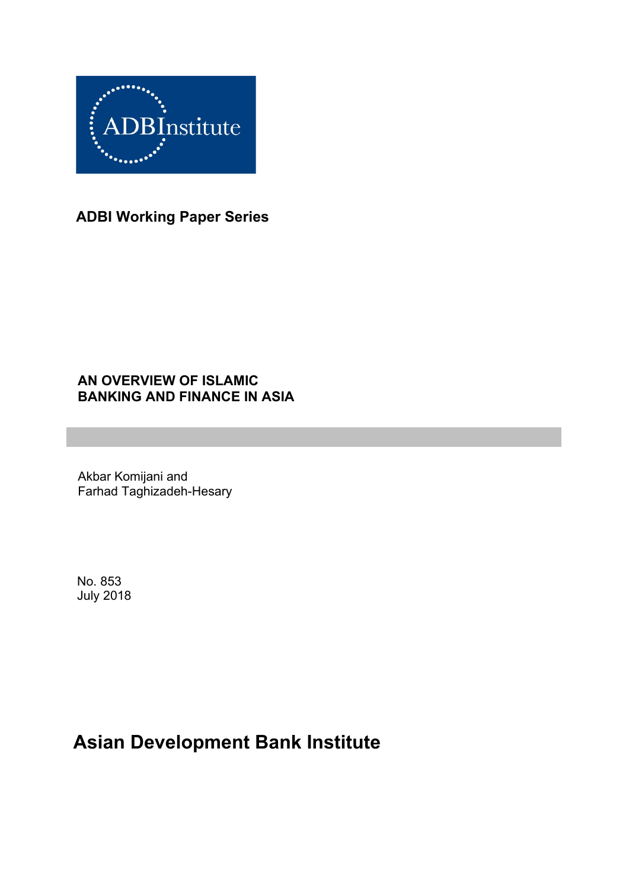ADBInstitute

**ADBI Working Paper Series**

# AN OVERVIEW OF ISLAMIC BANKING AND FINANCE IN ASIA

Akbar Komijani and
Farhad Taghizadeh-Hesary

No. 853
July 2018

**Asian Development Bank Institute**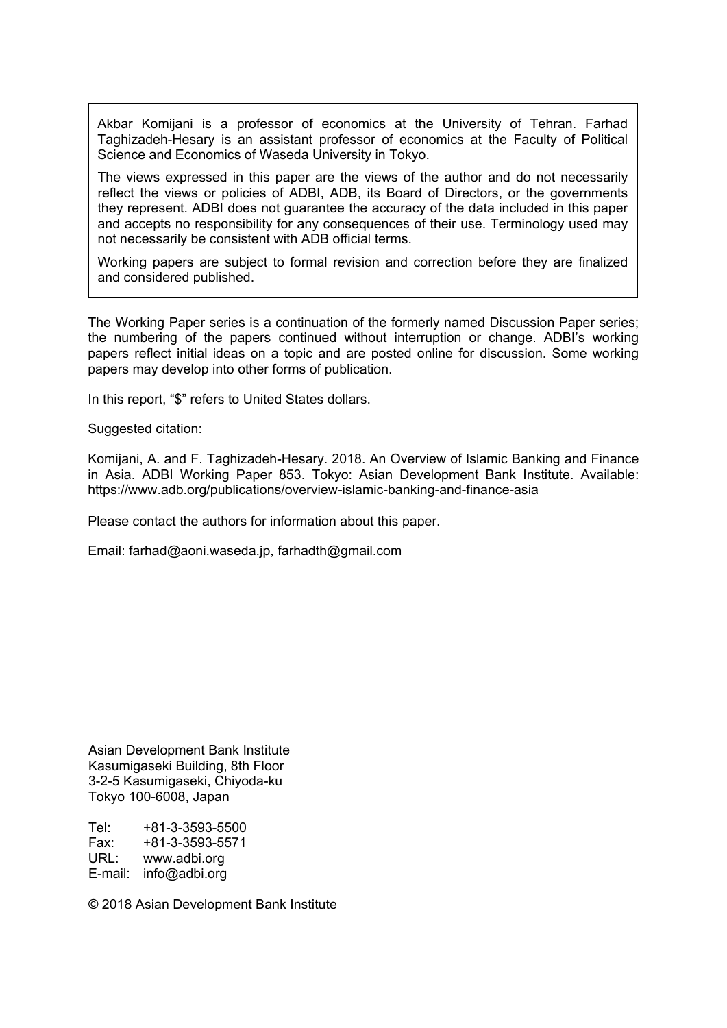Akbar Komijani is a professor of economics at the University of Tehran. Farhad Taghizadeh-Hesary is an assistant professor of economics at the Faculty of Political Science and Economics of Waseda University in Tokyo.

The views expressed in this paper are the views of the author and do not necessarily reflect the views or policies of ADBI, ADB, its Board of Directors, or the governments they represent. ADBI does not guarantee the accuracy of the data included in this paper and accepts no responsibility for any consequences of their use. Terminology used may not necessarily be consistent with ADB official terms.

Working papers are subject to formal revision and correction before they are finalized and considered published.

The Working Paper series is a continuation of the formerly named Discussion Paper series; the numbering of the papers continued without interruption or change. ADBI's working papers reflect initial ideas on a topic and are posted online for discussion. Some working papers may develop into other forms of publication.

In this report, "$" refers to United States dollars.

Suggested citation:

Komijani, A. and F. Taghizadeh-Hesary. 2018. An Overview of Islamic Banking and Finance in Asia. ADBI Working Paper 853. Tokyo: Asian Development Bank Institute. Available: https://www.adb.org/publications/overview-islamic-banking-and-finance-asia

Please contact the authors for information about this paper.

Email: farhad@aoni.waseda.jp, farhadth@gmail.com

Asian Development Bank Institute
Kasumigaseki Building, 8th Floor
3-2-5 Kasumigaseki, Chiyoda-ku
Tokyo 100-6008, Japan

Tel: +81-3-3593-5500
Fax: +81-3-3593-5571
URL: www.adbi.org
E-mail: info@adbi.org

© 2018 Asian Development Bank Institute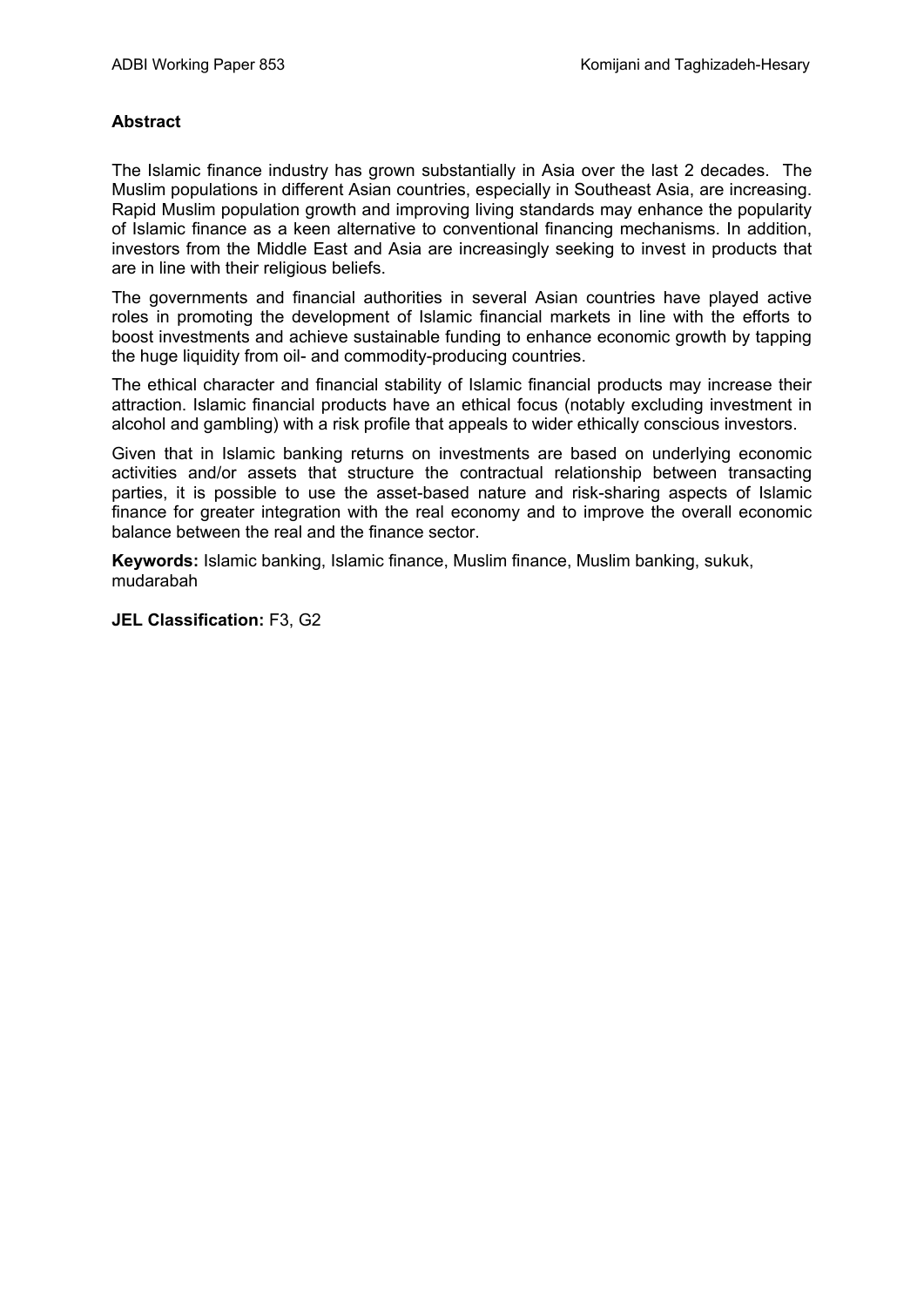**Abstract**

The Islamic finance industry has grown substantially in Asia over the last 2 decades. The Muslim populations in different Asian countries, especially in Southeast Asia, are increasing. Rapid Muslim population growth and improving living standards may enhance the popularity of Islamic finance as a keen alternative to conventional financing mechanisms. In addition, investors from the Middle East and Asia are increasingly seeking to invest in products that are in line with their religious beliefs.

The governments and financial authorities in several Asian countries have played active roles in promoting the development of Islamic financial markets in line with the efforts to boost investments and achieve sustainable funding to enhance economic growth by tapping the huge liquidity from oil- and commodity-producing countries.

The ethical character and financial stability of Islamic financial products may increase their attraction. Islamic financial products have an ethical focus (notably excluding investment in alcohol and gambling) with a risk profile that appeals to wider ethically conscious investors.

Given that in Islamic banking returns on investments are based on underlying economic activities and/or assets that structure the contractual relationship between transacting parties, it is possible to use the asset-based nature and risk-sharing aspects of Islamic finance for greater integration with the real economy and to improve the overall economic balance between the real and the finance sector.

**Keywords:** Islamic banking, Islamic finance, Muslim finance, Muslim banking, sukuk, mudarabah

**JEL Classification:** F3, G2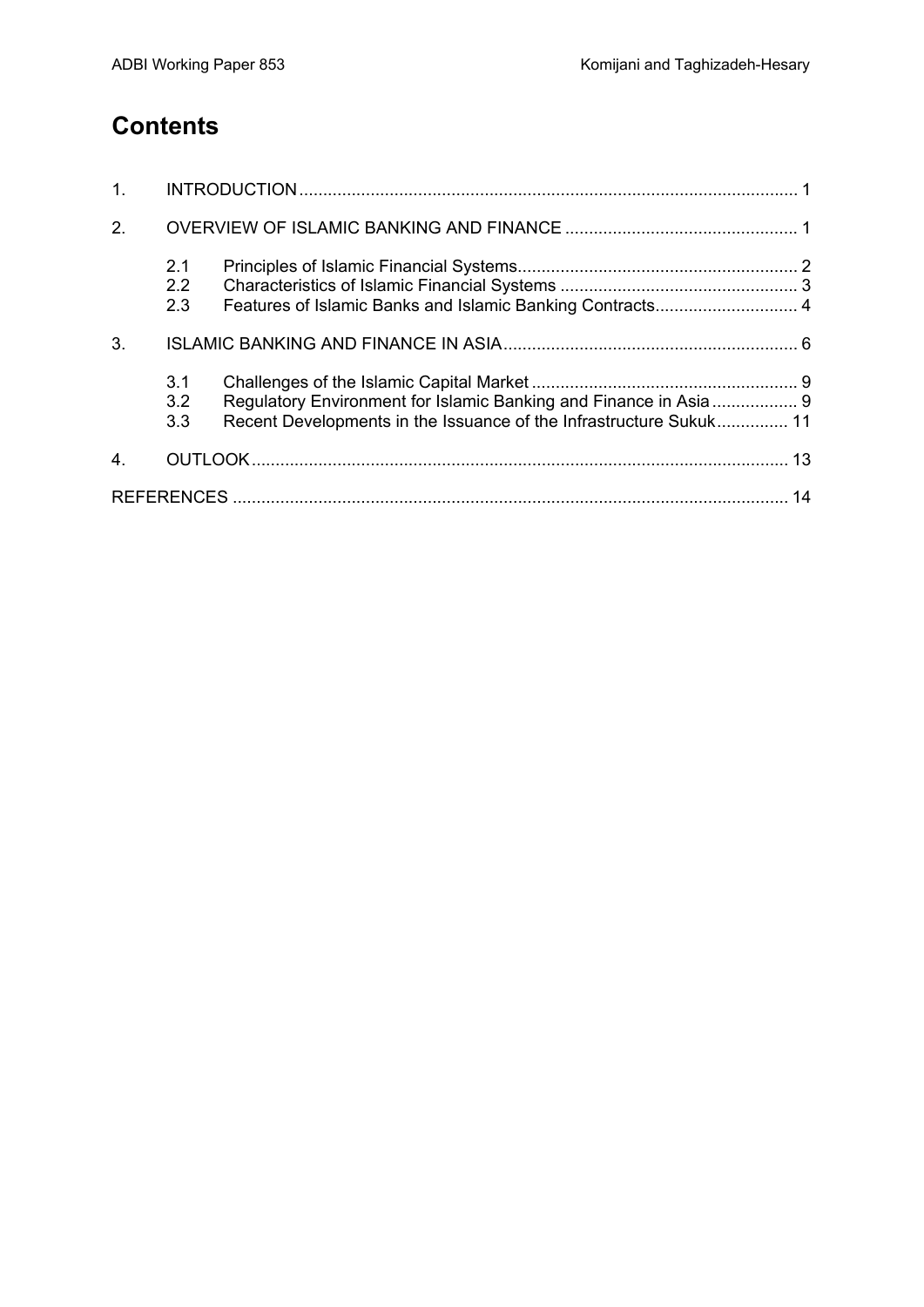# Contents

1. INTRODUCTION ........................................................................................................ 1
2. OVERVIEW OF ISLAMIC BANKING AND FINANCE ................................................. 1
   - 2.1 Principles of Islamic Financial Systems ........................................................... 2
   - 2.2 Characteristics of Islamic Financial Systems .................................................. 3
   - 2.3 Features of Islamic Banks and Islamic Banking Contracts .............................. 4
3. ISLAMIC BANKING AND FINANCE IN ASIA ............................................................. 6
   - 3.1 Challenges of the Islamic Capital Market ........................................................ 9
   - 3.2 Regulatory Environment for Islamic Banking and Finance in Asia .................. 9
   - 3.3 Recent Developments in the Issuance of the Infrastructure Sukuk ............... 11
4. OUTLOOK ................................................................................................................ 13

REFERENCES .................................................................................................................... 14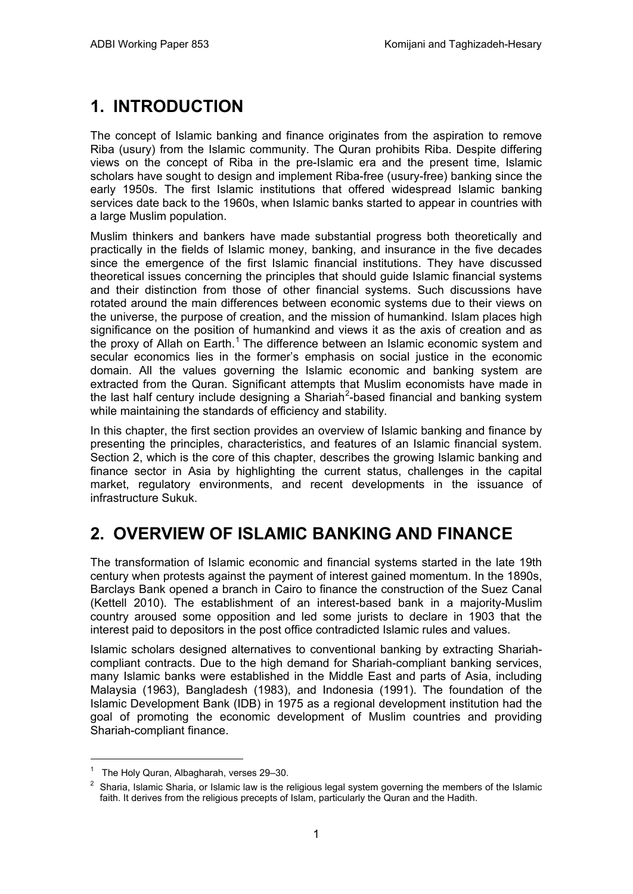# 1. INTRODUCTION

The concept of Islamic banking and finance originates from the aspiration to remove Riba (usury) from the Islamic community. The Quran prohibits Riba. Despite differing views on the concept of Riba in the pre-Islamic era and the present time, Islamic scholars have sought to design and implement Riba-free (usury-free) banking since the early 1950s. The first Islamic institutions that offered widespread Islamic banking services date back to the 1960s, when Islamic banks started to appear in countries with a large Muslim population.

Muslim thinkers and bankers have made substantial progress both theoretically and practically in the fields of Islamic money, banking, and insurance in the five decades since the emergence of the first Islamic financial institutions. They have discussed theoretical issues concerning the principles that should guide Islamic financial systems and their distinction from those of other financial systems. Such discussions have rotated around the main differences between economic systems due to their views on the universe, the purpose of creation, and the mission of humankind. Islam places high significance on the position of humankind and views it as the axis of creation and as the proxy of Allah on Earth.[1] The difference between an Islamic economic system and secular economics lies in the former's emphasis on social justice in the economic domain. All the values governing the Islamic economic and banking system are extracted from the Quran. Significant attempts that Muslim economists have made in the last half century include designing a Shariah[2]-based financial and banking system while maintaining the standards of efficiency and stability.

In this chapter, the first section provides an overview of Islamic banking and finance by presenting the principles, characteristics, and features of an Islamic financial system. Section 2, which is the core of this chapter, describes the growing Islamic banking and finance sector in Asia by highlighting the current status, challenges in the capital market, regulatory environments, and recent developments in the issuance of infrastructure Sukuk.

# 2. OVERVIEW OF ISLAMIC BANKING AND FINANCE

The transformation of Islamic economic and financial systems started in the late 19th century when protests against the payment of interest gained momentum. In the 1890s, Barclays Bank opened a branch in Cairo to finance the construction of the Suez Canal (Kettell 2010). The establishment of an interest-based bank in a majority-Muslim country aroused some opposition and led some jurists to declare in 1903 that the interest paid to depositors in the post office contradicted Islamic rules and values.

Islamic scholars designed alternatives to conventional banking by extracting Shariah-compliant contracts. Due to the high demand for Shariah-compliant banking services, many Islamic banks were established in the Middle East and parts of Asia, including Malaysia (1963), Bangladesh (1983), and Indonesia (1991). The foundation of the Islamic Development Bank (IDB) in 1975 as a regional development institution had the goal of promoting the economic development of Muslim countries and providing Shariah-compliant finance.

---

[1] The Holy Quran, Albagharah, verses 29–30.

[2] Sharia, Islamic Sharia, or Islamic law is the religious legal system governing the members of the Islamic faith. It derives from the religious precepts of Islam, particularly the Quran and the Hadith.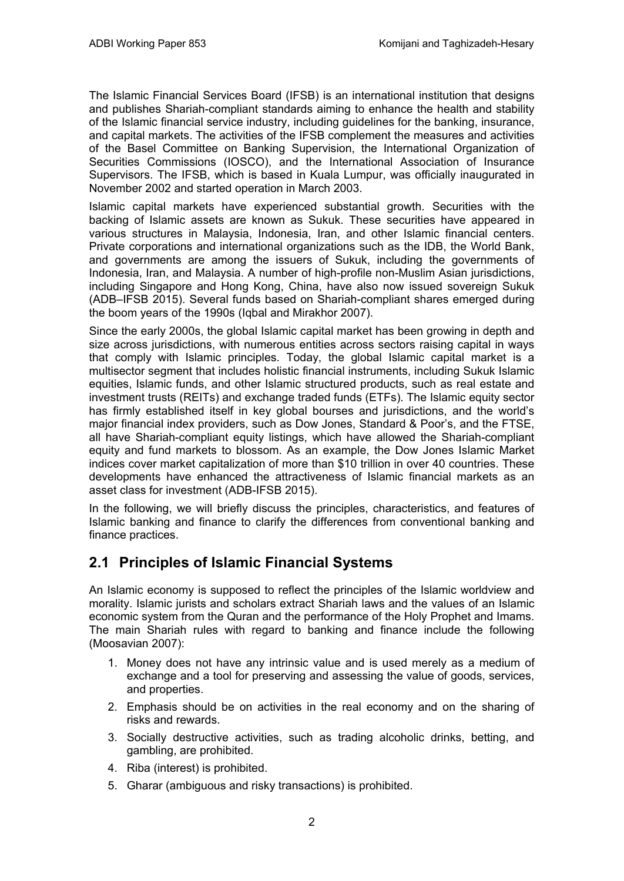The Islamic Financial Services Board (IFSB) is an international institution that designs and publishes Shariah-compliant standards aiming to enhance the health and stability of the Islamic financial service industry, including guidelines for the banking, insurance, and capital markets. The activities of the IFSB complement the measures and activities of the Basel Committee on Banking Supervision, the International Organization of Securities Commissions (IOSCO), and the International Association of Insurance Supervisors. The IFSB, which is based in Kuala Lumpur, was officially inaugurated in November 2002 and started operation in March 2003.

Islamic capital markets have experienced substantial growth. Securities with the backing of Islamic assets are known as Sukuk. These securities have appeared in various structures in Malaysia, Indonesia, Iran, and other Islamic financial centers. Private corporations and international organizations such as the IDB, the World Bank, and governments are among the issuers of Sukuk, including the governments of Indonesia, Iran, and Malaysia. A number of high-profile non-Muslim Asian jurisdictions, including Singapore and Hong Kong, China, have also now issued sovereign Sukuk (ADB–IFSB 2015). Several funds based on Shariah-compliant shares emerged during the boom years of the 1990s (Iqbal and Mirakhor 2007).

Since the early 2000s, the global Islamic capital market has been growing in depth and size across jurisdictions, with numerous entities across sectors raising capital in ways that comply with Islamic principles. Today, the global Islamic capital market is a multisector segment that includes holistic financial instruments, including Sukuk Islamic equities, Islamic funds, and other Islamic structured products, such as real estate and investment trusts (REITs) and exchange traded funds (ETFs). The Islamic equity sector has firmly established itself in key global bourses and jurisdictions, and the world's major financial index providers, such as Dow Jones, Standard & Poor's, and the FTSE, all have Shariah-compliant equity listings, which have allowed the Shariah-compliant equity and fund markets to blossom. As an example, the Dow Jones Islamic Market indices cover market capitalization of more than $10 trillion in over 40 countries. These developments have enhanced the attractiveness of Islamic financial markets as an asset class for investment (ADB-IFSB 2015).

In the following, we will briefly discuss the principles, characteristics, and features of Islamic banking and finance to clarify the differences from conventional banking and finance practices.

## 2.1 Principles of Islamic Financial Systems

An Islamic economy is supposed to reflect the principles of the Islamic worldview and morality. Islamic jurists and scholars extract Shariah laws and the values of an Islamic economic system from the Quran and the performance of the Holy Prophet and Imams. The main Shariah rules with regard to banking and finance include the following (Moosavian 2007):

1. Money does not have any intrinsic value and is used merely as a medium of exchange and a tool for preserving and assessing the value of goods, services, and properties.
2. Emphasis should be on activities in the real economy and on the sharing of risks and rewards.
3. Socially destructive activities, such as trading alcoholic drinks, betting, and gambling, are prohibited.
4. Riba (interest) is prohibited.
5. Gharar (ambiguous and risky transactions) is prohibited.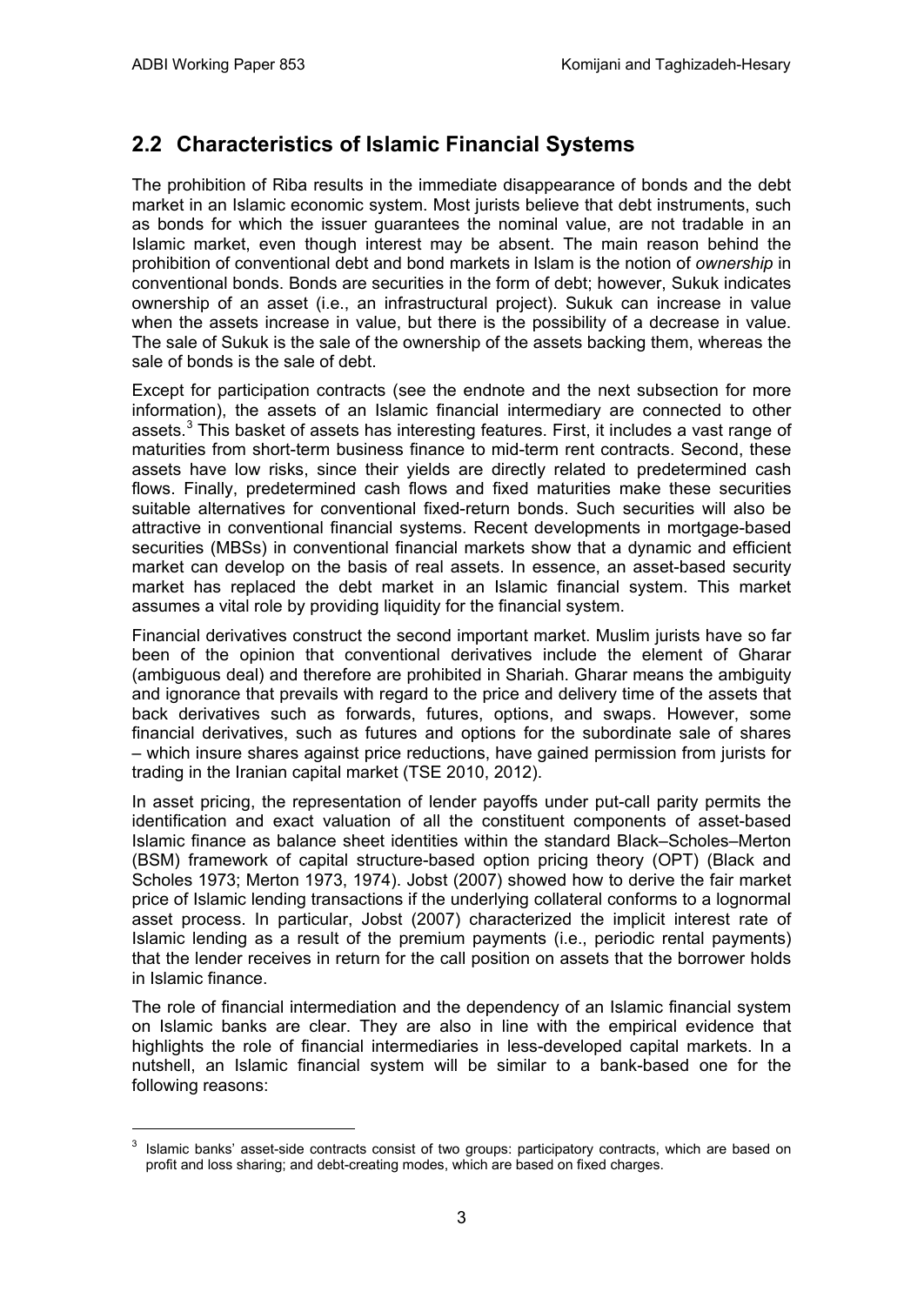## 2.2 Characteristics of Islamic Financial Systems

The prohibition of Riba results in the immediate disappearance of bonds and the debt market in an Islamic economic system. Most jurists believe that debt instruments, such as bonds for which the issuer guarantees the nominal value, are not tradable in an Islamic market, even though interest may be absent. The main reason behind the prohibition of conventional debt and bond markets in Islam is the notion of *ownership* in conventional bonds. Bonds are securities in the form of debt; however, Sukuk indicates ownership of an asset (i.e., an infrastructural project). Sukuk can increase in value when the assets increase in value, but there is the possibility of a decrease in value. The sale of Sukuk is the sale of the ownership of the assets backing them, whereas the sale of bonds is the sale of debt.

Except for participation contracts (see the endnote and the next subsection for more information), the assets of an Islamic financial intermediary are connected to other assets.[3] This basket of assets has interesting features. First, it includes a vast range of maturities from short-term business finance to mid-term rent contracts. Second, these assets have low risks, since their yields are directly related to predetermined cash flows. Finally, predetermined cash flows and fixed maturities make these securities suitable alternatives for conventional fixed-return bonds. Such securities will also be attractive in conventional financial systems. Recent developments in mortgage-based securities (MBSs) in conventional financial markets show that a dynamic and efficient market can develop on the basis of real assets. In essence, an asset-based security market has replaced the debt market in an Islamic financial system. This market assumes a vital role by providing liquidity for the financial system.

Financial derivatives construct the second important market. Muslim jurists have so far been of the opinion that conventional derivatives include the element of Gharar (ambiguous deal) and therefore are prohibited in Shariah. Gharar means the ambiguity and ignorance that prevails with regard to the price and delivery time of the assets that back derivatives such as forwards, futures, options, and swaps. However, some financial derivatives, such as futures and options for the subordinate sale of shares – which insure shares against price reductions, have gained permission from jurists for trading in the Iranian capital market (TSE 2010, 2012).

In asset pricing, the representation of lender payoffs under put-call parity permits the identification and exact valuation of all the constituent components of asset-based Islamic finance as balance sheet identities within the standard Black–Scholes–Merton (BSM) framework of capital structure-based option pricing theory (OPT) (Black and Scholes 1973; Merton 1973, 1974). Jobst (2007) showed how to derive the fair market price of Islamic lending transactions if the underlying collateral conforms to a lognormal asset process. In particular, Jobst (2007) characterized the implicit interest rate of Islamic lending as a result of the premium payments (i.e., periodic rental payments) that the lender receives in return for the call position on assets that the borrower holds in Islamic finance.

The role of financial intermediation and the dependency of an Islamic financial system on Islamic banks are clear. They are also in line with the empirical evidence that highlights the role of financial intermediaries in less-developed capital markets. In a nutshell, an Islamic financial system will be similar to a bank-based one for the following reasons:

[3] Islamic banks' asset-side contracts consist of two groups: participatory contracts, which are based on profit and loss sharing; and debt-creating modes, which are based on fixed charges.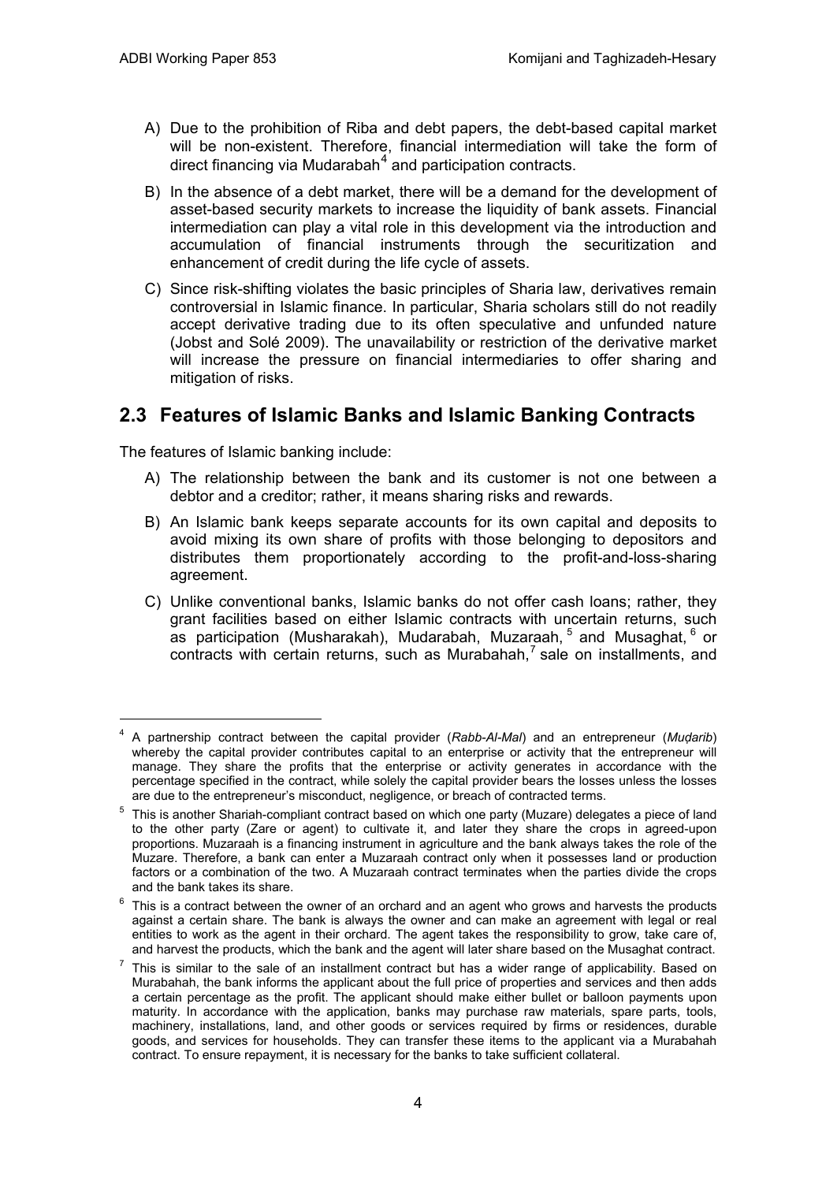A) Due to the prohibition of Riba and debt papers, the debt-based capital market will be non-existent. Therefore, financial intermediation will take the form of direct financing via Mudarabah[4] and participation contracts.

B) In the absence of a debt market, there will be a demand for the development of asset-based security markets to increase the liquidity of bank assets. Financial intermediation can play a vital role in this development via the introduction and accumulation of financial instruments through the securitization and enhancement of credit during the life cycle of assets.

C) Since risk-shifting violates the basic principles of Sharia law, derivatives remain controversial in Islamic finance. In particular, Sharia scholars still do not readily accept derivative trading due to its often speculative and unfunded nature (Jobst and Solé 2009). The unavailability or restriction of the derivative market will increase the pressure on financial intermediaries to offer sharing and mitigation of risks.

## 2.3 Features of Islamic Banks and Islamic Banking Contracts

The features of Islamic banking include:

A) The relationship between the bank and its customer is not one between a debtor and a creditor; rather, it means sharing risks and rewards.

B) An Islamic bank keeps separate accounts for its own capital and deposits to avoid mixing its own share of profits with those belonging to depositors and distributes them proportionately according to the profit-and-loss-sharing agreement.

C) Unlike conventional banks, Islamic banks do not offer cash loans; rather, they grant facilities based on either Islamic contracts with uncertain returns, such as participation (Musharakah), Mudarabah, Muzaraah,[5] and Musaghat,[6] or contracts with certain returns, such as Murabahah,[7] sale on installments, and

---

[4] A partnership contract between the capital provider (*Rabb-Al-Mal*) and an entrepreneur (*Muḍarib*) whereby the capital provider contributes capital to an enterprise or activity that the entrepreneur will manage. They share the profits that the enterprise or activity generates in accordance with the percentage specified in the contract, while solely the capital provider bears the losses unless the losses are due to the entrepreneur's misconduct, negligence, or breach of contracted terms.

[5] This is another Shariah-compliant contract based on which one party (Muzare) delegates a piece of land to the other party (Zare or agent) to cultivate it, and later they share the crops in agreed-upon proportions. Muzaraah is a financing instrument in agriculture and the bank always takes the role of the Muzare. Therefore, a bank can enter a Muzaraah contract only when it possesses land or production factors or a combination of the two. A Muzaraah contract terminates when the parties divide the crops and the bank takes its share.

[6] This is a contract between the owner of an orchard and an agent who grows and harvests the products against a certain share. The bank is always the owner and can make an agreement with legal or real entities to work as the agent in their orchard. The agent takes the responsibility to grow, take care of, and harvest the products, which the bank and the agent will later share based on the Musaghat contract.

[7] This is similar to the sale of an installment contract but has a wider range of applicability. Based on Murabahah, the bank informs the applicant about the full price of properties and services and then adds a certain percentage as the profit. The applicant should make either bullet or balloon payments upon maturity. In accordance with the application, banks may purchase raw materials, spare parts, tools, machinery, installations, land, and other goods or services required by firms or residences, durable goods, and services for households. They can transfer these items to the applicant via a Murabahah contract. To ensure repayment, it is necessary for the banks to take sufficient collateral.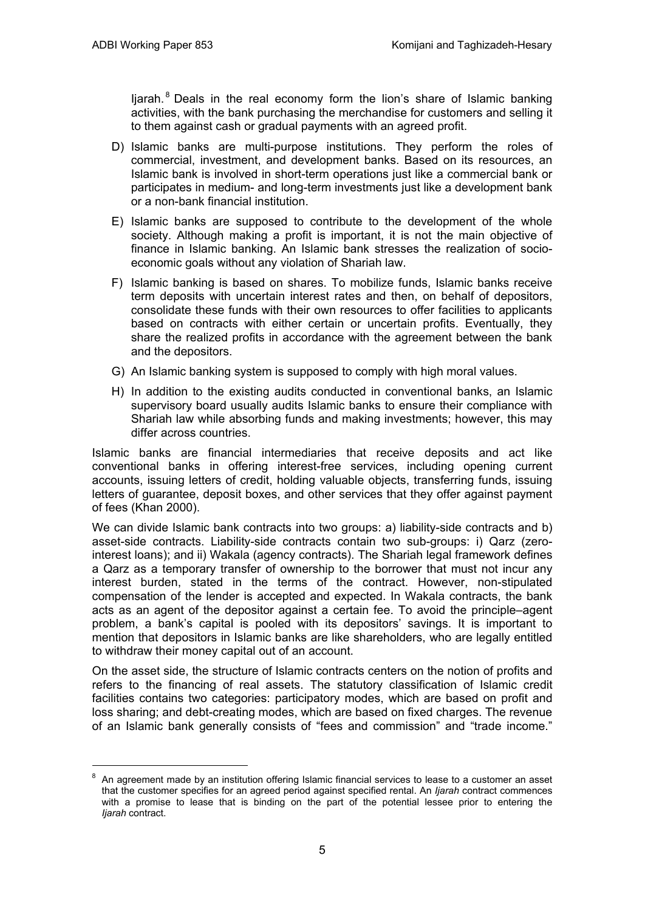Ijarah.[8] Deals in the real economy form the lion's share of Islamic banking activities, with the bank purchasing the merchandise for customers and selling it to them against cash or gradual payments with an agreed profit.

D) Islamic banks are multi-purpose institutions. They perform the roles of commercial, investment, and development banks. Based on its resources, an Islamic bank is involved in short-term operations just like a commercial bank or participates in medium- and long-term investments just like a development bank or a non-bank financial institution.

E) Islamic banks are supposed to contribute to the development of the whole society. Although making a profit is important, it is not the main objective of finance in Islamic banking. An Islamic bank stresses the realization of socio-economic goals without any violation of Shariah law.

F) Islamic banking is based on shares. To mobilize funds, Islamic banks receive term deposits with uncertain interest rates and then, on behalf of depositors, consolidate these funds with their own resources to offer facilities to applicants based on contracts with either certain or uncertain profits. Eventually, they share the realized profits in accordance with the agreement between the bank and the depositors.

G) An Islamic banking system is supposed to comply with high moral values.

H) In addition to the existing audits conducted in conventional banks, an Islamic supervisory board usually audits Islamic banks to ensure their compliance with Shariah law while absorbing funds and making investments; however, this may differ across countries.

Islamic banks are financial intermediaries that receive deposits and act like conventional banks in offering interest-free services, including opening current accounts, issuing letters of credit, holding valuable objects, transferring funds, issuing letters of guarantee, deposit boxes, and other services that they offer against payment of fees (Khan 2000).

We can divide Islamic bank contracts into two groups: a) liability-side contracts and b) asset-side contracts. Liability-side contracts contain two sub-groups: i) Qarz (zero-interest loans); and ii) Wakala (agency contracts). The Shariah legal framework defines a Qarz as a temporary transfer of ownership to the borrower that must not incur any interest burden, stated in the terms of the contract. However, non-stipulated compensation of the lender is accepted and expected. In Wakala contracts, the bank acts as an agent of the depositor against a certain fee. To avoid the principle–agent problem, a bank's capital is pooled with its depositors' savings. It is important to mention that depositors in Islamic banks are like shareholders, who are legally entitled to withdraw their money capital out of an account.

On the asset side, the structure of Islamic contracts centers on the notion of profits and refers to the financing of real assets. The statutory classification of Islamic credit facilities contains two categories: participatory modes, which are based on profit and loss sharing; and debt-creating modes, which are based on fixed charges. The revenue of an Islamic bank generally consists of "fees and commission" and "trade income."

[8] An agreement made by an institution offering Islamic financial services to lease to a customer an asset that the customer specifies for an agreed period against specified rental. An *Ijarah* contract commences with a promise to lease that is binding on the part of the potential lessee prior to entering the *Ijarah* contract.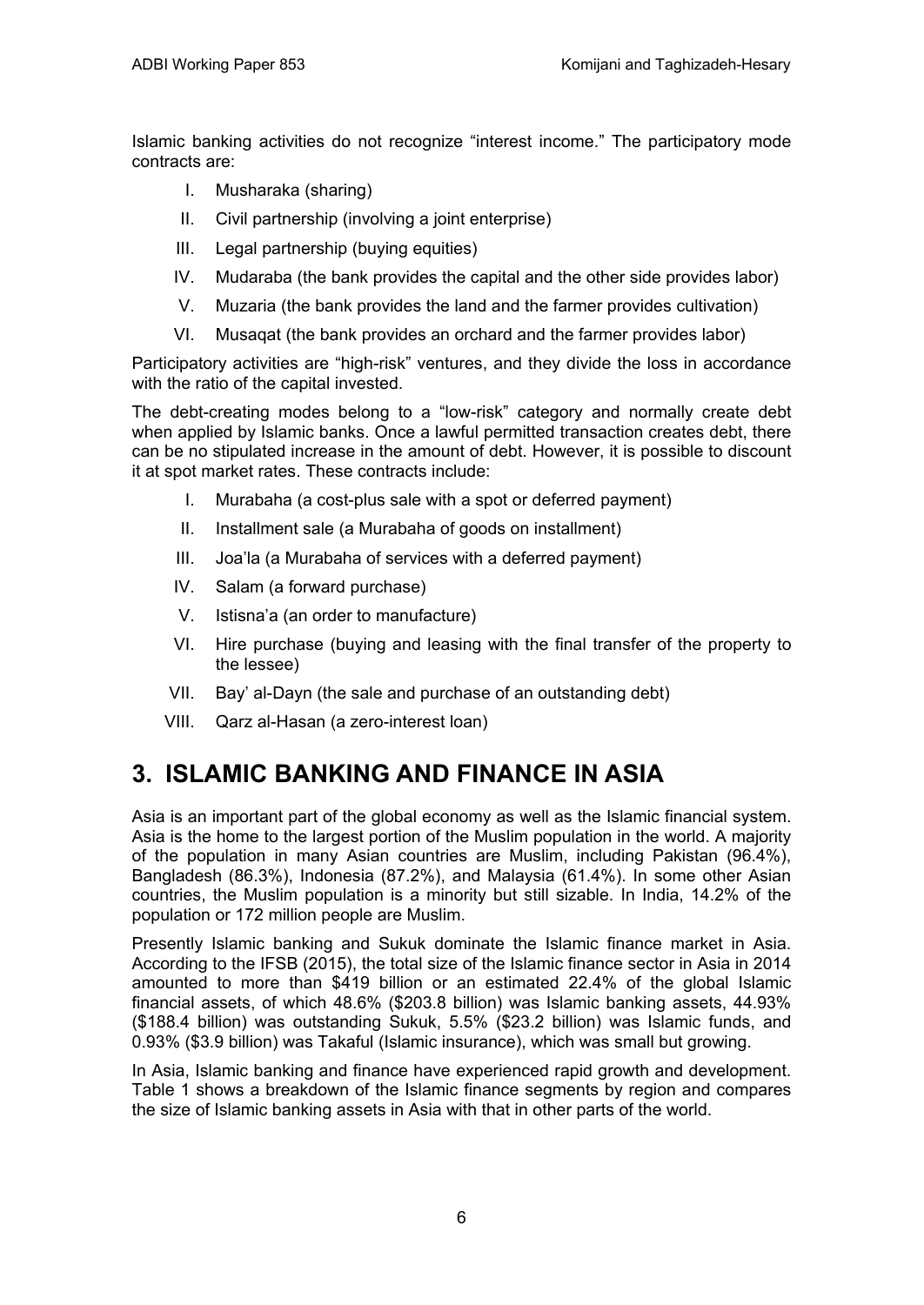Islamic banking activities do not recognize "interest income." The participatory mode contracts are:

I. Musharaka (sharing)
II. Civil partnership (involving a joint enterprise)
III. Legal partnership (buying equities)
IV. Mudaraba (the bank provides the capital and the other side provides labor)
V. Muzaria (the bank provides the land and the farmer provides cultivation)
VI. Musaqat (the bank provides an orchard and the farmer provides labor)

Participatory activities are "high-risk" ventures, and they divide the loss in accordance with the ratio of the capital invested.

The debt-creating modes belong to a "low-risk" category and normally create debt when applied by Islamic banks. Once a lawful permitted transaction creates debt, there can be no stipulated increase in the amount of debt. However, it is possible to discount it at spot market rates. These contracts include:

I. Murabaha (a cost-plus sale with a spot or deferred payment)
II. Installment sale (a Murabaha of goods on installment)
III. Joa'la (a Murabaha of services with a deferred payment)
IV. Salam (a forward purchase)
V. Istisna'a (an order to manufacture)
VI. Hire purchase (buying and leasing with the final transfer of the property to the lessee)
VII. Bay' al-Dayn (the sale and purchase of an outstanding debt)
VIII. Qarz al-Hasan (a zero-interest loan)

# 3. ISLAMIC BANKING AND FINANCE IN ASIA

Asia is an important part of the global economy as well as the Islamic financial system. Asia is the home to the largest portion of the Muslim population in the world. A majority of the population in many Asian countries are Muslim, including Pakistan (96.4%), Bangladesh (86.3%), Indonesia (87.2%), and Malaysia (61.4%). In some other Asian countries, the Muslim population is a minority but still sizable. In India, 14.2% of the population or 172 million people are Muslim.

Presently Islamic banking and Sukuk dominate the Islamic finance market in Asia. According to the IFSB (2015), the total size of the Islamic finance sector in Asia in 2014 amounted to more than $419 billion or an estimated 22.4% of the global Islamic financial assets, of which 48.6% ($203.8 billion) was Islamic banking assets, 44.93% ($188.4 billion) was outstanding Sukuk, 5.5% ($23.2 billion) was Islamic funds, and 0.93% ($3.9 billion) was Takaful (Islamic insurance), which was small but growing.

In Asia, Islamic banking and finance have experienced rapid growth and development. Table 1 shows a breakdown of the Islamic finance segments by region and compares the size of Islamic banking assets in Asia with that in other parts of the world.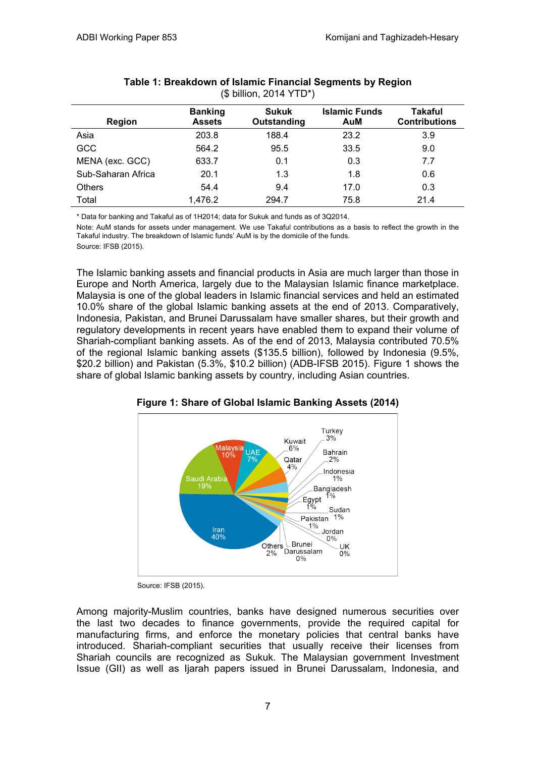**Table 1: Breakdown of Islamic Financial Segments by Region**
($ billion, 2014 YTD*)

| Region | Banking Assets | Sukuk Outstanding | Islamic Funds AuM | Takaful Contributions |
|---|---|---|---|---|
| Asia | 203.8 | 188.4 | 23.2 | 3.9 |
| GCC | 564.2 | 95.5 | 33.5 | 9.0 |
| MENA (exc. GCC) | 633.7 | 0.1 | 0.3 | 7.7 |
| Sub-Saharan Africa | 20.1 | 1.3 | 1.8 | 0.6 |
| Others | 54.4 | 9.4 | 17.0 | 0.3 |
| Total | 1,476.2 | 294.7 | 75.8 | 21.4 |

* Data for banking and Takaful as of 1H2014; data for Sukuk and funds as of 3Q2014.

Note: AuM stands for assets under management. We use Takaful contributions as a basis to reflect the growth in the Takaful industry. The breakdown of Islamic funds' AuM is by the domicile of the funds.

Source: IFSB (2015).

The Islamic banking assets and financial products in Asia are much larger than those in Europe and North America, largely due to the Malaysian Islamic finance marketplace. Malaysia is one of the global leaders in Islamic financial services and held an estimated 10.0% share of the global Islamic banking assets at the end of 2013. Comparatively, Indonesia, Pakistan, and Brunei Darussalam have smaller shares, but their growth and regulatory developments in recent years have enabled them to expand their volume of Shariah-compliant banking assets. As of the end of 2013, Malaysia contributed 70.5% of the regional Islamic banking assets ($135.5 billion), followed by Indonesia (9.5%, $20.2 billion) and Pakistan (5.3%, $10.2 billion) (ADB-IFSB 2015). Figure 1 shows the share of global Islamic banking assets by country, including Asian countries.

**Figure 1: Share of Global Islamic Banking Assets (2014)**

Source: IFSB (2015).

Among majority-Muslim countries, banks have designed numerous securities over the last two decades to finance governments, provide the required capital for manufacturing firms, and enforce the monetary policies that central banks have introduced. Shariah-compliant securities that usually receive their licenses from Shariah councils are recognized as Sukuk. The Malaysian government Investment Issue (GII) as well as Ijarah papers issued in Brunei Darussalam, Indonesia, and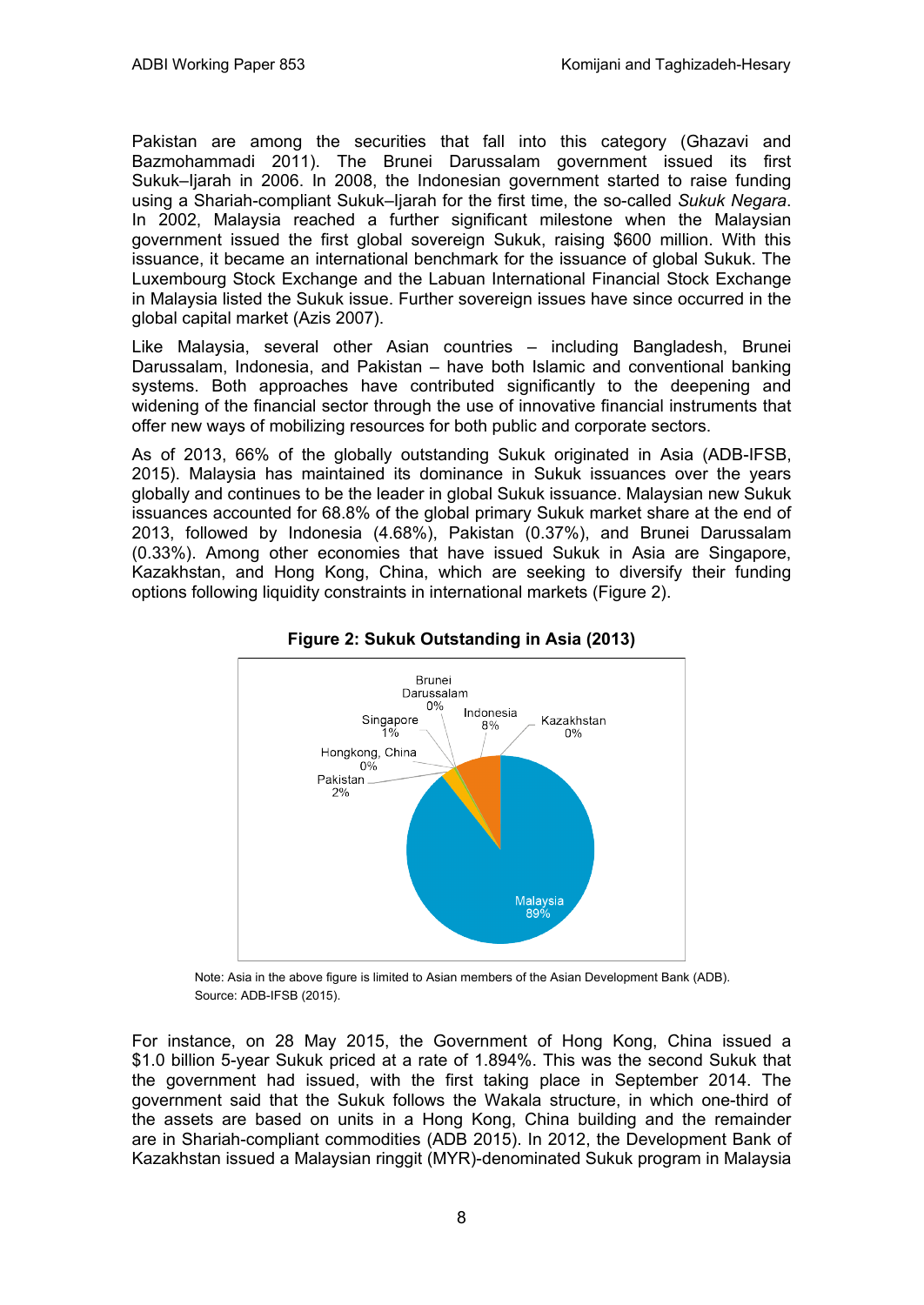Pakistan are among the securities that fall into this category (Ghazavi and Bazmohammadi 2011). The Brunei Darussalam government issued its first Sukuk–Ijarah in 2006. In 2008, the Indonesian government started to raise funding using a Shariah-compliant Sukuk–Ijarah for the first time, the so-called *Sukuk Negara*. In 2002, Malaysia reached a further significant milestone when the Malaysian government issued the first global sovereign Sukuk, raising $600 million. With this issuance, it became an international benchmark for the issuance of global Sukuk. The Luxembourg Stock Exchange and the Labuan International Financial Stock Exchange in Malaysia listed the Sukuk issue. Further sovereign issues have since occurred in the global capital market (Azis 2007).

Like Malaysia, several other Asian countries – including Bangladesh, Brunei Darussalam, Indonesia, and Pakistan – have both Islamic and conventional banking systems. Both approaches have contributed significantly to the deepening and widening of the financial sector through the use of innovative financial instruments that offer new ways of mobilizing resources for both public and corporate sectors.

As of 2013, 66% of the globally outstanding Sukuk originated in Asia (ADB-IFSB, 2015). Malaysia has maintained its dominance in Sukuk issuances over the years globally and continues to be the leader in global Sukuk issuance. Malaysian new Sukuk issuances accounted for 68.8% of the global primary Sukuk market share at the end of 2013, followed by Indonesia (4.68%), Pakistan (0.37%), and Brunei Darussalam (0.33%). Among other economies that have issued Sukuk in Asia are Singapore, Kazakhstan, and Hong Kong, China, which are seeking to diversify their funding options following liquidity constraints in international markets (Figure 2).

**Figure 2: Sukuk Outstanding in Asia (2013)**

Note: Asia in the above figure is limited to Asian members of the Asian Development Bank (ADB).
Source: ADB-IFSB (2015).

For instance, on 28 May 2015, the Government of Hong Kong, China issued a $1.0 billion 5-year Sukuk priced at a rate of 1.894%. This was the second Sukuk that the government had issued, with the first taking place in September 2014. The government said that the Sukuk follows the Wakala structure, in which one-third of the assets are based on units in a Hong Kong, China building and the remainder are in Shariah-compliant commodities (ADB 2015). In 2012, the Development Bank of Kazakhstan issued a Malaysian ringgit (MYR)-denominated Sukuk program in Malaysia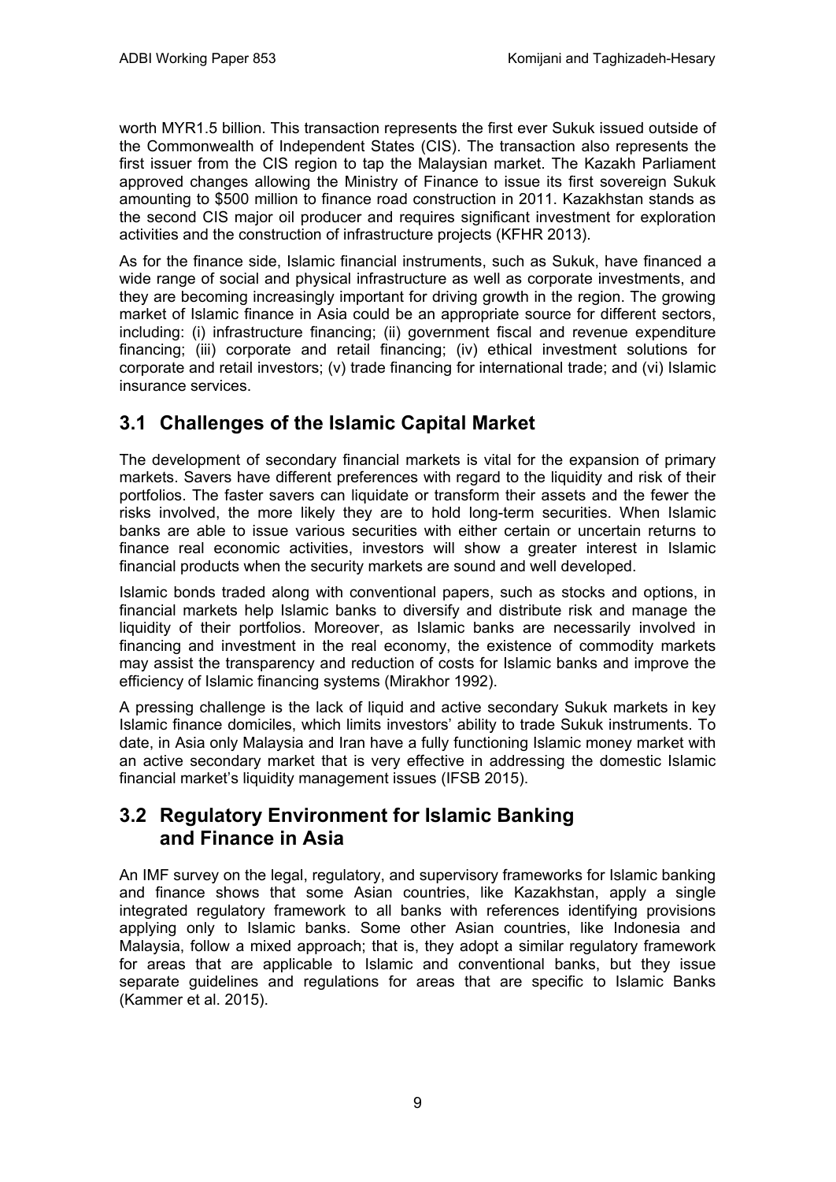worth MYR1.5 billion. This transaction represents the first ever Sukuk issued outside of the Commonwealth of Independent States (CIS). The transaction also represents the first issuer from the CIS region to tap the Malaysian market. The Kazakh Parliament approved changes allowing the Ministry of Finance to issue its first sovereign Sukuk amounting to $500 million to finance road construction in 2011. Kazakhstan stands as the second CIS major oil producer and requires significant investment for exploration activities and the construction of infrastructure projects (KFHR 2013).

As for the finance side, Islamic financial instruments, such as Sukuk, have financed a wide range of social and physical infrastructure as well as corporate investments, and they are becoming increasingly important for driving growth in the region. The growing market of Islamic finance in Asia could be an appropriate source for different sectors, including: (i) infrastructure financing; (ii) government fiscal and revenue expenditure financing; (iii) corporate and retail financing; (iv) ethical investment solutions for corporate and retail investors; (v) trade financing for international trade; and (vi) Islamic insurance services.

## 3.1 Challenges of the Islamic Capital Market

The development of secondary financial markets is vital for the expansion of primary markets. Savers have different preferences with regard to the liquidity and risk of their portfolios. The faster savers can liquidate or transform their assets and the fewer the risks involved, the more likely they are to hold long-term securities. When Islamic banks are able to issue various securities with either certain or uncertain returns to finance real economic activities, investors will show a greater interest in Islamic financial products when the security markets are sound and well developed.

Islamic bonds traded along with conventional papers, such as stocks and options, in financial markets help Islamic banks to diversify and distribute risk and manage the liquidity of their portfolios. Moreover, as Islamic banks are necessarily involved in financing and investment in the real economy, the existence of commodity markets may assist the transparency and reduction of costs for Islamic banks and improve the efficiency of Islamic financing systems (Mirakhor 1992).

A pressing challenge is the lack of liquid and active secondary Sukuk markets in key Islamic finance domiciles, which limits investors' ability to trade Sukuk instruments. To date, in Asia only Malaysia and Iran have a fully functioning Islamic money market with an active secondary market that is very effective in addressing the domestic Islamic financial market's liquidity management issues (IFSB 2015).

## 3.2 Regulatory Environment for Islamic Banking and Finance in Asia

An IMF survey on the legal, regulatory, and supervisory frameworks for Islamic banking and finance shows that some Asian countries, like Kazakhstan, apply a single integrated regulatory framework to all banks with references identifying provisions applying only to Islamic banks. Some other Asian countries, like Indonesia and Malaysia, follow a mixed approach; that is, they adopt a similar regulatory framework for areas that are applicable to Islamic and conventional banks, but they issue separate guidelines and regulations for areas that are specific to Islamic Banks (Kammer et al. 2015).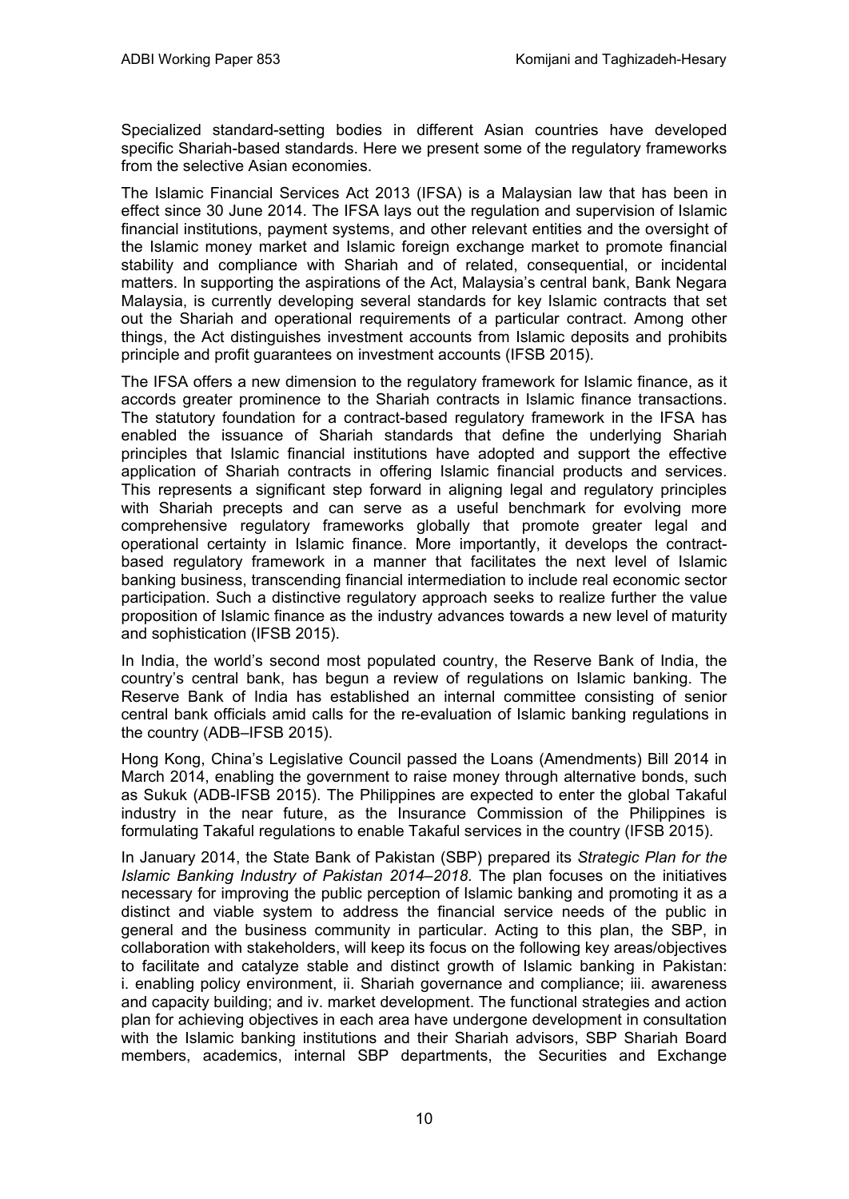Specialized standard-setting bodies in different Asian countries have developed specific Shariah-based standards. Here we present some of the regulatory frameworks from the selective Asian economies.

The Islamic Financial Services Act 2013 (IFSA) is a Malaysian law that has been in effect since 30 June 2014. The IFSA lays out the regulation and supervision of Islamic financial institutions, payment systems, and other relevant entities and the oversight of the Islamic money market and Islamic foreign exchange market to promote financial stability and compliance with Shariah and of related, consequential, or incidental matters. In supporting the aspirations of the Act, Malaysia's central bank, Bank Negara Malaysia, is currently developing several standards for key Islamic contracts that set out the Shariah and operational requirements of a particular contract. Among other things, the Act distinguishes investment accounts from Islamic deposits and prohibits principle and profit guarantees on investment accounts (IFSB 2015).

The IFSA offers a new dimension to the regulatory framework for Islamic finance, as it accords greater prominence to the Shariah contracts in Islamic finance transactions. The statutory foundation for a contract-based regulatory framework in the IFSA has enabled the issuance of Shariah standards that define the underlying Shariah principles that Islamic financial institutions have adopted and support the effective application of Shariah contracts in offering Islamic financial products and services. This represents a significant step forward in aligning legal and regulatory principles with Shariah precepts and can serve as a useful benchmark for evolving more comprehensive regulatory frameworks globally that promote greater legal and operational certainty in Islamic finance. More importantly, it develops the contract-based regulatory framework in a manner that facilitates the next level of Islamic banking business, transcending financial intermediation to include real economic sector participation. Such a distinctive regulatory approach seeks to realize further the value proposition of Islamic finance as the industry advances towards a new level of maturity and sophistication (IFSB 2015).

In India, the world's second most populated country, the Reserve Bank of India, the country's central bank, has begun a review of regulations on Islamic banking. The Reserve Bank of India has established an internal committee consisting of senior central bank officials amid calls for the re-evaluation of Islamic banking regulations in the country (ADB–IFSB 2015).

Hong Kong, China's Legislative Council passed the Loans (Amendments) Bill 2014 in March 2014, enabling the government to raise money through alternative bonds, such as Sukuk (ADB-IFSB 2015). The Philippines are expected to enter the global Takaful industry in the near future, as the Insurance Commission of the Philippines is formulating Takaful regulations to enable Takaful services in the country (IFSB 2015).

In January 2014, the State Bank of Pakistan (SBP) prepared its *Strategic Plan for the Islamic Banking Industry of Pakistan 2014–2018*. The plan focuses on the initiatives necessary for improving the public perception of Islamic banking and promoting it as a distinct and viable system to address the financial service needs of the public in general and the business community in particular. Acting to this plan, the SBP, in collaboration with stakeholders, will keep its focus on the following key areas/objectives to facilitate and catalyze stable and distinct growth of Islamic banking in Pakistan: i. enabling policy environment, ii. Shariah governance and compliance; iii. awareness and capacity building; and iv. market development. The functional strategies and action plan for achieving objectives in each area have undergone development in consultation with the Islamic banking institutions and their Shariah advisors, SBP Shariah Board members, academics, internal SBP departments, the Securities and Exchange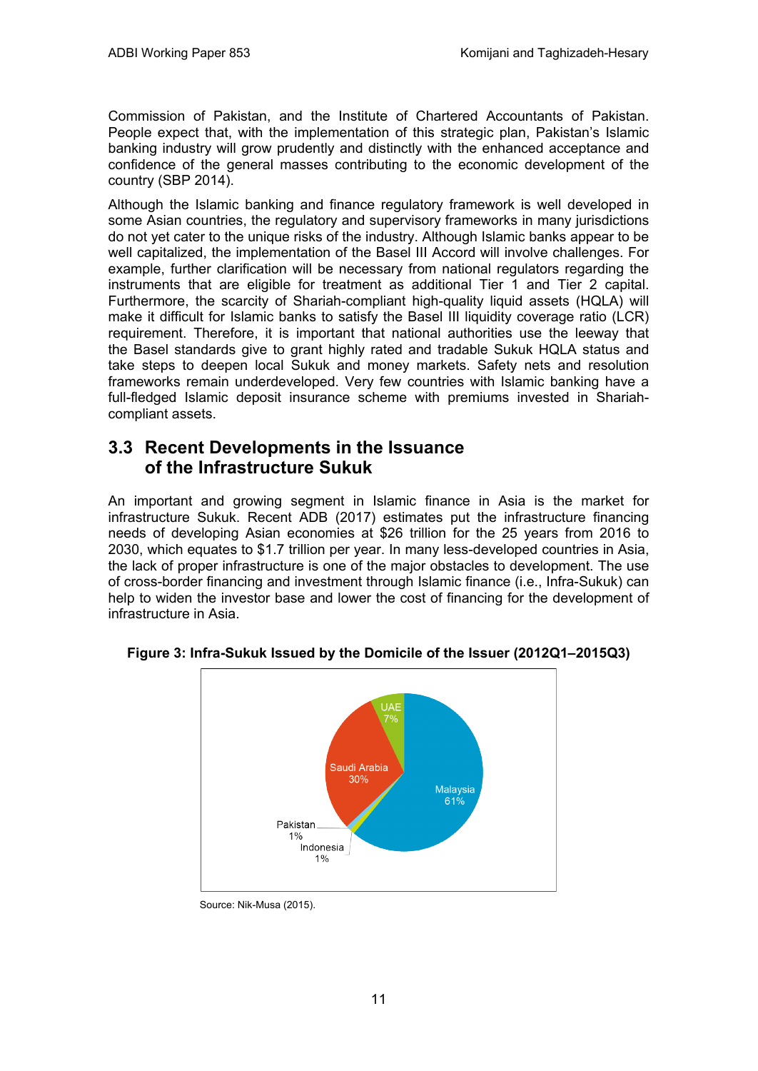Commission of Pakistan, and the Institute of Chartered Accountants of Pakistan. People expect that, with the implementation of this strategic plan, Pakistan's Islamic banking industry will grow prudently and distinctly with the enhanced acceptance and confidence of the general masses contributing to the economic development of the country (SBP 2014).

Although the Islamic banking and finance regulatory framework is well developed in some Asian countries, the regulatory and supervisory frameworks in many jurisdictions do not yet cater to the unique risks of the industry. Although Islamic banks appear to be well capitalized, the implementation of the Basel III Accord will involve challenges. For example, further clarification will be necessary from national regulators regarding the instruments that are eligible for treatment as additional Tier 1 and Tier 2 capital. Furthermore, the scarcity of Shariah-compliant high-quality liquid assets (HQLA) will make it difficult for Islamic banks to satisfy the Basel III liquidity coverage ratio (LCR) requirement. Therefore, it is important that national authorities use the leeway that the Basel standards give to grant highly rated and tradable Sukuk HQLA status and take steps to deepen local Sukuk and money markets. Safety nets and resolution frameworks remain underdeveloped. Very few countries with Islamic banking have a full-fledged Islamic deposit insurance scheme with premiums invested in Shariah-compliant assets.

## 3.3 Recent Developments in the Issuance of the Infrastructure Sukuk

An important and growing segment in Islamic finance in Asia is the market for infrastructure Sukuk. Recent ADB (2017) estimates put the infrastructure financing needs of developing Asian economies at $26 trillion for the 25 years from 2016 to 2030, which equates to $1.7 trillion per year. In many less-developed countries in Asia, the lack of proper infrastructure is one of the major obstacles to development. The use of cross-border financing and investment through Islamic finance (i.e., Infra-Sukuk) can help to widen the investor base and lower the cost of financing for the development of infrastructure in Asia.

**Figure 3: Infra-Sukuk Issued by the Domicile of the Issuer (2012Q1–2015Q3)**

| Country | Share |
|---|---|
| Malaysia | 61% |
| Saudi Arabia | 30% |
| UAE | 7% |
| Pakistan | 1% |
| Indonesia | 1% |

Source: Nik-Musa (2015).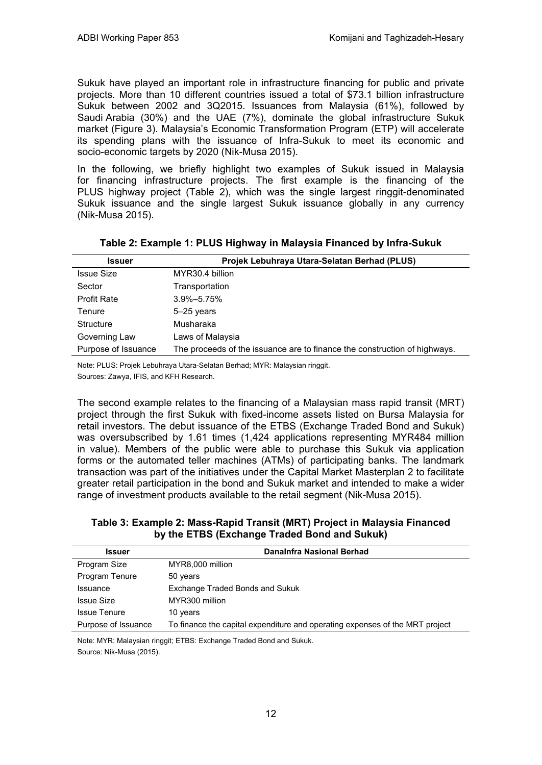Sukuk have played an important role in infrastructure financing for public and private projects. More than 10 different countries issued a total of $73.1 billion infrastructure Sukuk between 2002 and 3Q2015. Issuances from Malaysia (61%), followed by Saudi Arabia (30%) and the UAE (7%), dominate the global infrastructure Sukuk market (Figure 3). Malaysia's Economic Transformation Program (ETP) will accelerate its spending plans with the issuance of Infra-Sukuk to meet its economic and socio-economic targets by 2020 (Nik-Musa 2015).

In the following, we briefly highlight two examples of Sukuk issued in Malaysia for financing infrastructure projects. The first example is the financing of the PLUS highway project (Table 2), which was the single largest ringgit-denominated Sukuk issuance and the single largest Sukuk issuance globally in any currency (Nik-Musa 2015).

**Table 2: Example 1: PLUS Highway in Malaysia Financed by Infra-Sukuk**

| Issuer | Projek Lebuhraya Utara-Selatan Berhad (PLUS) |
|---|---|
| Issue Size | MYR30.4 billion |
| Sector | Transportation |
| Profit Rate | 3.9%–5.75% |
| Tenure | 5–25 years |
| Structure | Musharaka |
| Governing Law | Laws of Malaysia |
| Purpose of Issuance | The proceeds of the issuance are to finance the construction of highways. |

Note: PLUS: Projek Lebuhraya Utara-Selatan Berhad; MYR: Malaysian ringgit.

Sources: Zawya, IFIS, and KFH Research.

The second example relates to the financing of a Malaysian mass rapid transit (MRT) project through the first Sukuk with fixed-income assets listed on Bursa Malaysia for retail investors. The debut issuance of the ETBS (Exchange Traded Bond and Sukuk) was oversubscribed by 1.61 times (1,424 applications representing MYR484 million in value). Members of the public were able to purchase this Sukuk via application forms or the automated teller machines (ATMs) of participating banks. The landmark transaction was part of the initiatives under the Capital Market Masterplan 2 to facilitate greater retail participation in the bond and Sukuk market and intended to make a wider range of investment products available to the retail segment (Nik-Musa 2015).

**Table 3: Example 2: Mass-Rapid Transit (MRT) Project in Malaysia Financed by the ETBS (Exchange Traded Bond and Sukuk)**

| Issuer | DanaInfra Nasional Berhad |
|---|---|
| Program Size | MYR8,000 million |
| Program Tenure | 50 years |
| Issuance | Exchange Traded Bonds and Sukuk |
| Issue Size | MYR300 million |
| Issue Tenure | 10 years |
| Purpose of Issuance | To finance the capital expenditure and operating expenses of the MRT project |

Note: MYR: Malaysian ringgit; ETBS: Exchange Traded Bond and Sukuk.

Source: Nik-Musa (2015).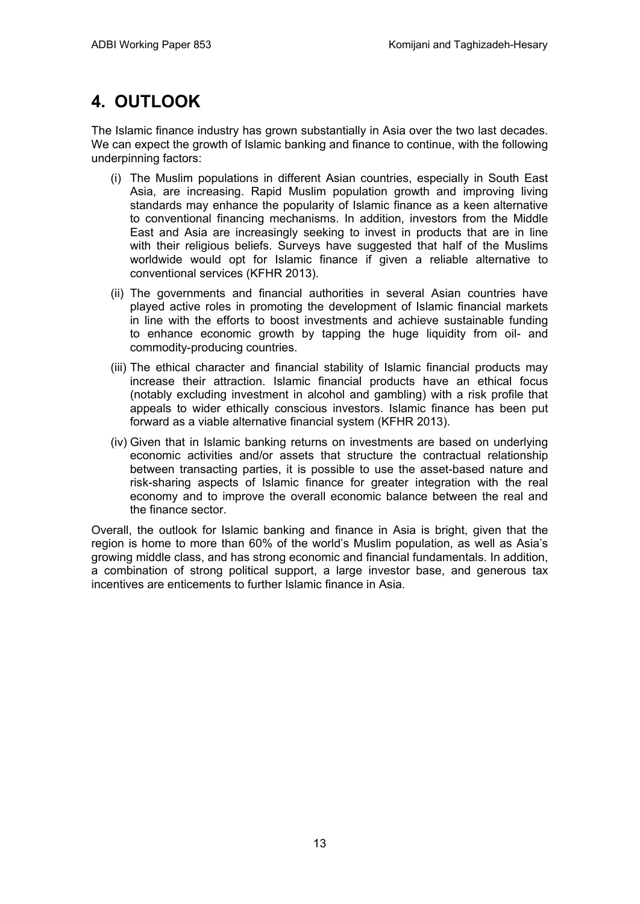# 4. OUTLOOK

The Islamic finance industry has grown substantially in Asia over the two last decades. We can expect the growth of Islamic banking and finance to continue, with the following underpinning factors:

(i) The Muslim populations in different Asian countries, especially in South East Asia, are increasing. Rapid Muslim population growth and improving living standards may enhance the popularity of Islamic finance as a keen alternative to conventional financing mechanisms. In addition, investors from the Middle East and Asia are increasingly seeking to invest in products that are in line with their religious beliefs. Surveys have suggested that half of the Muslims worldwide would opt for Islamic finance if given a reliable alternative to conventional services (KFHR 2013).

(ii) The governments and financial authorities in several Asian countries have played active roles in promoting the development of Islamic financial markets in line with the efforts to boost investments and achieve sustainable funding to enhance economic growth by tapping the huge liquidity from oil- and commodity-producing countries.

(iii) The ethical character and financial stability of Islamic financial products may increase their attraction. Islamic financial products have an ethical focus (notably excluding investment in alcohol and gambling) with a risk profile that appeals to wider ethically conscious investors. Islamic finance has been put forward as a viable alternative financial system (KFHR 2013).

(iv) Given that in Islamic banking returns on investments are based on underlying economic activities and/or assets that structure the contractual relationship between transacting parties, it is possible to use the asset-based nature and risk-sharing aspects of Islamic finance for greater integration with the real economy and to improve the overall economic balance between the real and the finance sector.

Overall, the outlook for Islamic banking and finance in Asia is bright, given that the region is home to more than 60% of the world's Muslim population, as well as Asia's growing middle class, and has strong economic and financial fundamentals. In addition, a combination of strong political support, a large investor base, and generous tax incentives are enticements to further Islamic finance in Asia.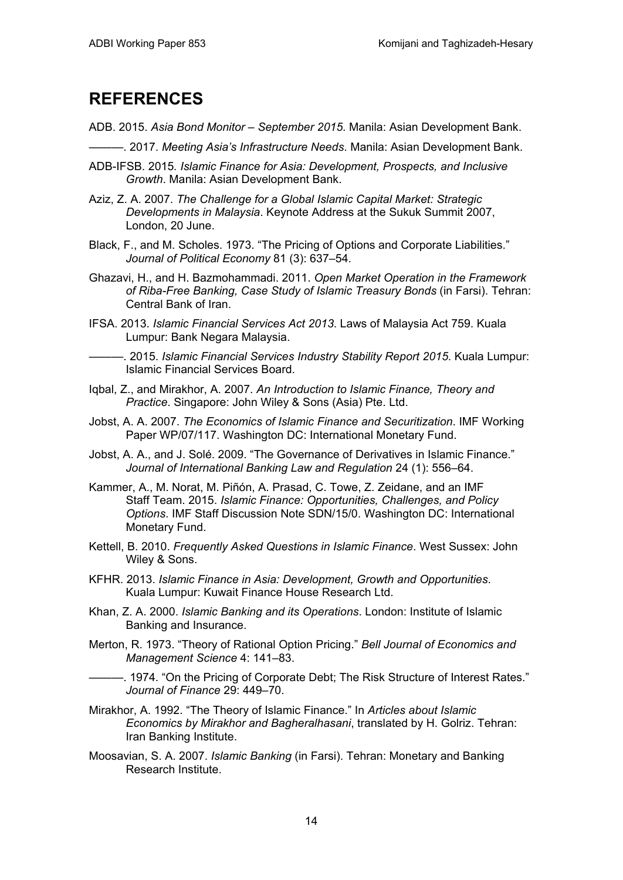# REFERENCES

ADB. 2015. *Asia Bond Monitor – September 2015*. Manila: Asian Development Bank.

———. 2017. *Meeting Asia's Infrastructure Needs*. Manila: Asian Development Bank.

ADB-IFSB. 2015. *Islamic Finance for Asia: Development, Prospects, and Inclusive Growth*. Manila: Asian Development Bank.

Aziz, Z. A. 2007. *The Challenge for a Global Islamic Capital Market: Strategic Developments in Malaysia*. Keynote Address at the Sukuk Summit 2007, London, 20 June.

Black, F., and M. Scholes. 1973. "The Pricing of Options and Corporate Liabilities." *Journal of Political Economy* 81 (3): 637–54.

Ghazavi, H., and H. Bazmohammadi. 2011. *Open Market Operation in the Framework of Riba-Free Banking, Case Study of Islamic Treasury Bonds* (in Farsi). Tehran: Central Bank of Iran.

IFSA. 2013. *Islamic Financial Services Act 2013*. Laws of Malaysia Act 759. Kuala Lumpur: Bank Negara Malaysia.

———. 2015. *Islamic Financial Services Industry Stability Report 2015*. Kuala Lumpur: Islamic Financial Services Board.

Iqbal, Z., and Mirakhor, A. 2007. *An Introduction to Islamic Finance, Theory and Practice*. Singapore: John Wiley & Sons (Asia) Pte. Ltd.

Jobst, A. A. 2007. *The Economics of Islamic Finance and Securitization*. IMF Working Paper WP/07/117. Washington DC: International Monetary Fund.

Jobst, A. A., and J. Solé. 2009. "The Governance of Derivatives in Islamic Finance." *Journal of International Banking Law and Regulation* 24 (1): 556–64.

Kammer, A., M. Norat, M. Piñón, A. Prasad, C. Towe, Z. Zeidane, and an IMF Staff Team. 2015. *Islamic Finance: Opportunities, Challenges, and Policy Options*. IMF Staff Discussion Note SDN/15/0. Washington DC: International Monetary Fund.

Kettell, B. 2010. *Frequently Asked Questions in Islamic Finance*. West Sussex: John Wiley & Sons.

KFHR. 2013. *Islamic Finance in Asia: Development, Growth and Opportunities*. Kuala Lumpur: Kuwait Finance House Research Ltd.

Khan, Z. A. 2000. *Islamic Banking and its Operations*. London: Institute of Islamic Banking and Insurance.

Merton, R. 1973. "Theory of Rational Option Pricing." *Bell Journal of Economics and Management Science* 4: 141–83.

———. 1974. "On the Pricing of Corporate Debt; The Risk Structure of Interest Rates." *Journal of Finance* 29: 449–70.

Mirakhor, A. 1992. "The Theory of Islamic Finance." In *Articles about Islamic Economics by Mirakhor and Bagheralhasani*, translated by H. Golriz. Tehran: Iran Banking Institute.

Moosavian, S. A. 2007. *Islamic Banking* (in Farsi). Tehran: Monetary and Banking Research Institute.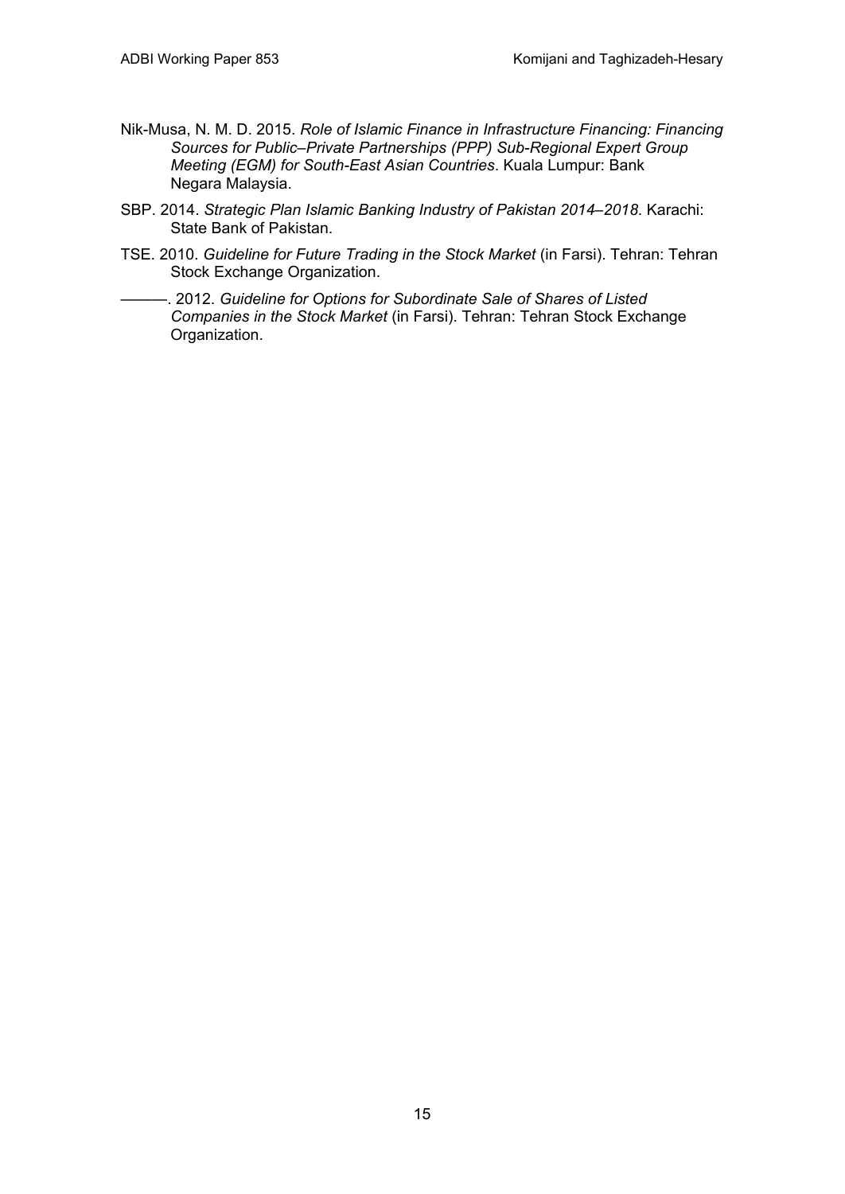Nik-Musa, N. M. D. 2015. *Role of Islamic Finance in Infrastructure Financing: Financing Sources for Public–Private Partnerships (PPP) Sub-Regional Expert Group Meeting (EGM) for South-East Asian Countries*. Kuala Lumpur: Bank Negara Malaysia.

SBP. 2014. *Strategic Plan Islamic Banking Industry of Pakistan 2014–2018*. Karachi: State Bank of Pakistan.

TSE. 2010. *Guideline for Future Trading in the Stock Market* (in Farsi). Tehran: Tehran Stock Exchange Organization.

———. 2012. *Guideline for Options for Subordinate Sale of Shares of Listed Companies in the Stock Market* (in Farsi). Tehran: Tehran Stock Exchange Organization.